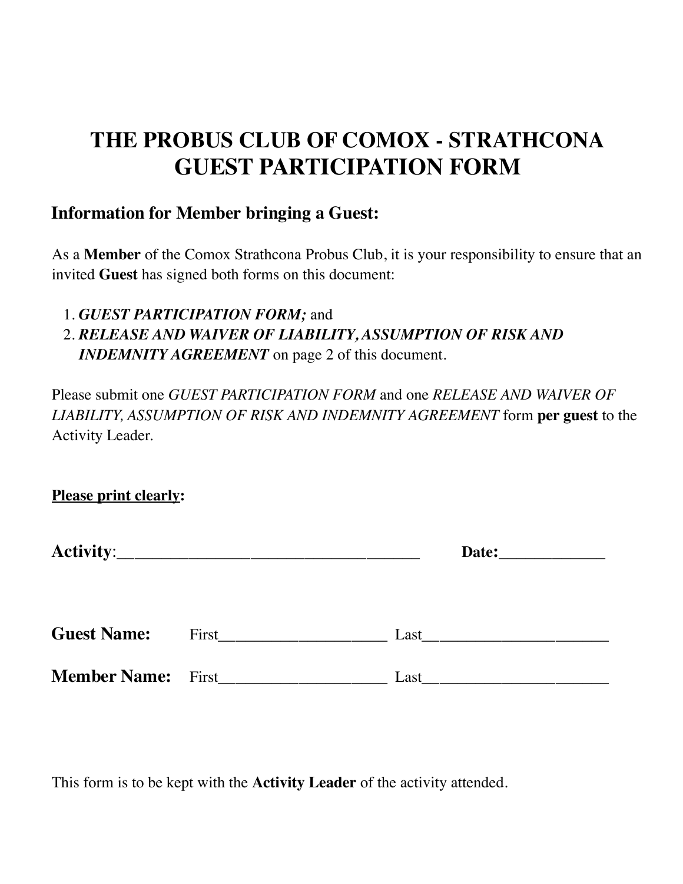# THE PROBUS CLUB OF COMOX - STRATHCONA GUEST PARTICIPATION FORM

## Information for Member bringing a Guest:

As a **Member** of the Comox Strathcona Probus Club, it is your responsibility to ensure that an invited **Guest** has signed both forms on this document:

1. ***GUEST PARTICIPATION FORM;*** and
2. ***RELEASE AND WAIVER OF LIABILITY, ASSUMPTION OF RISK AND INDEMNITY AGREEMENT*** on page 2 of this document.

Please submit one *GUEST PARTICIPATION FORM* and one *RELEASE AND WAIVER OF LIABILITY, ASSUMPTION OF RISK AND INDEMNITY AGREEMENT* form **per guest** to the Activity Leader.

**Please print clearly:**

**Activity**:_____________________________________ **Date:**_____________

**Guest Name:** First____________________ Last______________________

**Member Name:** First____________________ Last______________________

This form is to be kept with the **Activity Leader** of the activity attended.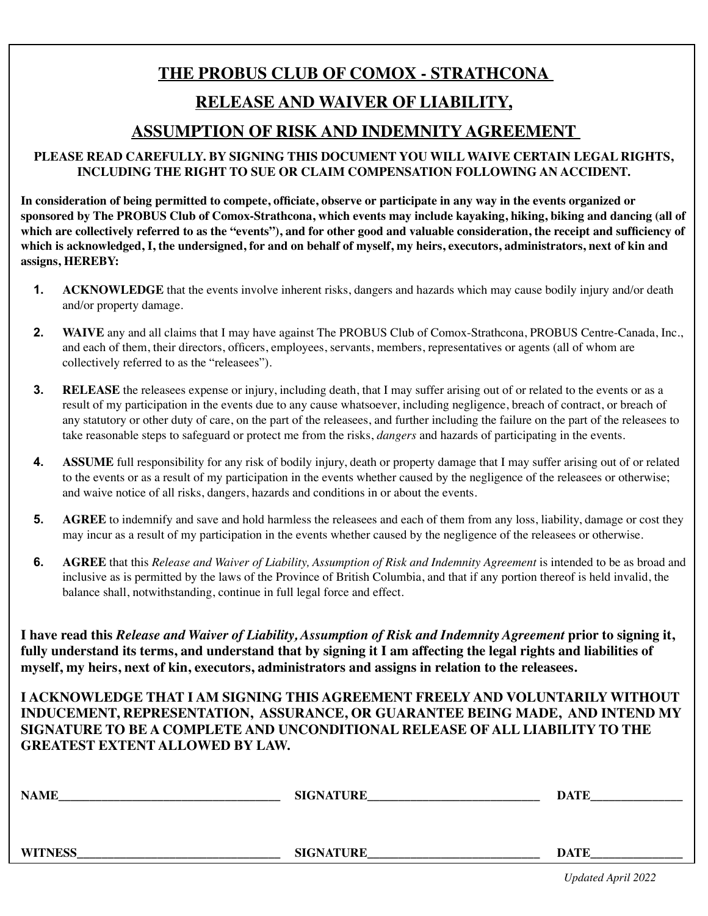# THE PROBUS CLUB OF COMOX - STRATHCONA

# RELEASE AND WAIVER OF LIABILITY,

# ASSUMPTION OF RISK AND INDEMNITY AGREEMENT

**PLEASE READ CAREFULLY. BY SIGNING THIS DOCUMENT YOU WILL WAIVE CERTAIN LEGAL RIGHTS, INCLUDING THE RIGHT TO SUE OR CLAIM COMPENSATION FOLLOWING AN ACCIDENT.**

**In consideration of being permitted to compete, officiate, observe or participate in any way in the events organized or sponsored by The PROBUS Club of Comox-Strathcona, which events may include kayaking, hiking, biking and dancing (all of which are collectively referred to as the "events"), and for other good and valuable consideration, the receipt and sufficiency of which is acknowledged, I, the undersigned, for and on behalf of myself, my heirs, executors, administrators, next of kin and assigns, HEREBY:**

1. **ACKNOWLEDGE** that the events involve inherent risks, dangers and hazards which may cause bodily injury and/or death and/or property damage.
2. **WAIVE** any and all claims that I may have against The PROBUS Club of Comox-Strathcona, PROBUS Centre-Canada, Inc., and each of them, their directors, officers, employees, servants, members, representatives or agents (all of whom are collectively referred to as the "releasees").
3. **RELEASE** the releasees expense or injury, including death, that I may suffer arising out of or related to the events or as a result of my participation in the events due to any cause whatsoever, including negligence, breach of contract, or breach of any statutory or other duty of care, on the part of the releasees, and further including the failure on the part of the releasees to take reasonable steps to safeguard or protect me from the risks, *dangers* and hazards of participating in the events.
4. **ASSUME** full responsibility for any risk of bodily injury, death or property damage that I may suffer arising out of or related to the events or as a result of my participation in the events whether caused by the negligence of the releasees or otherwise; and waive notice of all risks, dangers, hazards and conditions in or about the events.
5. **AGREE** to indemnify and save and hold harmless the releasees and each of them from any loss, liability, damage or cost they may incur as a result of my participation in the events whether caused by the negligence of the releasees or otherwise.
6. **AGREE** that this *Release and Waiver of Liability, Assumption of Risk and Indemnity Agreement* is intended to be as broad and inclusive as is permitted by the laws of the Province of British Columbia, and that if any portion thereof is held invalid, the balance shall, notwithstanding, continue in full legal force and effect.

**I have read this *Release and Waiver of Liability, Assumption of Risk and Indemnity Agreement* prior to signing it, fully understand its terms, and understand that by signing it I am affecting the legal rights and liabilities of myself, my heirs, next of kin, executors, administrators and assigns in relation to the releasees.**

**I ACKNOWLEDGE THAT I AM SIGNING THIS AGREEMENT FREELY AND VOLUNTARILY WITHOUT INDUCEMENT, REPRESENTATION, ASSURANCE, OR GUARANTEE BEING MADE, AND INTEND MY SIGNATURE TO BE A COMPLETE AND UNCONDITIONAL RELEASE OF ALL LIABILITY TO THE GREATEST EXTENT ALLOWED BY LAW.**

**NAME**\_\_\_\_\_\_\_\_\_\_\_\_\_\_\_\_\_\_\_\_\_\_\_\_\_\_\_\_\_\_\_\_ **SIGNATURE**\_\_\_\_\_\_\_\_\_\_\_\_\_\_\_\_\_\_\_\_\_\_\_\_\_\_ **DATE**\_\_\_\_\_\_\_\_\_\_\_\_\_\_

**WITNESS**\_\_\_\_\_\_\_\_\_\_\_\_\_\_\_\_\_\_\_\_\_\_\_\_\_\_\_\_\_ **SIGNATURE**\_\_\_\_\_\_\_\_\_\_\_\_\_\_\_\_\_\_\_\_\_\_\_\_\_\_ **DATE**\_\_\_\_\_\_\_\_\_\_\_\_\_\_

*Updated April 2022*